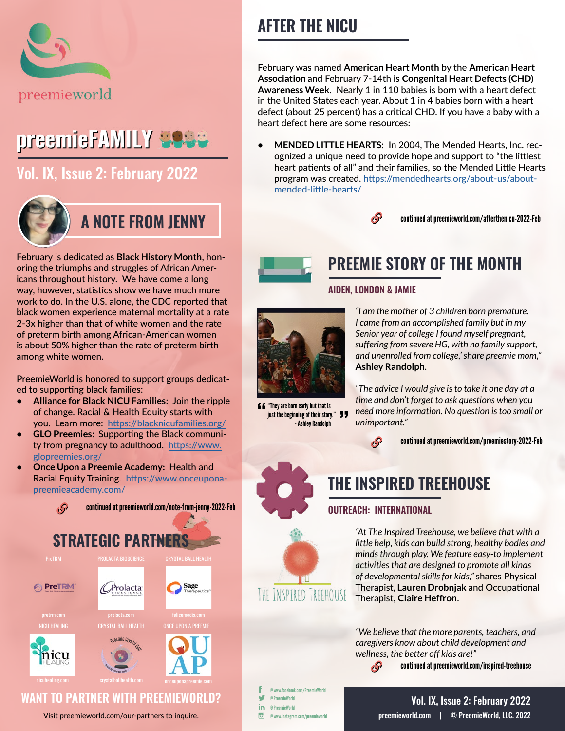preemieworld

# preemieFAMILY

## Vol. IX, Issue 2: February 2022

## A NOTE FROM JENNY

February is dedicated as **Black History Month**, honoring the triumphs and struggles of African Americans throughout history. We have come a long way, however, statistics show we have much more work to do. In the U.S. alone, the CDC reported that black women experience maternal mortality at a rate 2-3x higher than that of white women and the rate of preterm birth among African-American women is about 50% higher than the rate of preterm birth among white women.

PreemieWorld is honored to support groups dedicated to supporting black families:

- **Alliance for Black NICU Families**: Join the ripple of change. Racial & Health Equity starts with you. Learn more: https://blacknicufamilies.org/
- **GLO Preemies:** Supporting the Black community from pregnancy to adulthood. https://www.glopreemies.org/
- **Once Upon a Preemie Academy:** Health and Racial Equity Training. https://www.onceuponapreemieacademy.com/

continued at preemieworld.com/note-from-jenny-2022-Feb

## STRATEGIC PARTNERS

| PreTRM | PROLACTA BIOSCIENCE | CRYSTAL BALL HEALTH |
|---|---|---|
| PreTRM | Prolacta Bioscience | Sage Therapeutics |
| pretrm.com | prolacta.com | felicemedia.com |

| NICU HEALING | CRYSTAL BALL HEALTH | ONCE UPON A PREEMIE |
|---|---|---|
| nicu HEALING | Preemie Crystal Ball | OUAP |
| nicuhealing.com | crystalballhealth.com | onceuponapreemie.com |

## WANT TO PARTNER WITH PREEMIEWORLD?

Visit preemieworld.com/our-partners to inquire.

## AFTER THE NICU

February was named **American Heart Month** by the **American Heart Association** and February 7-14th is **Congenital Heart Defects (CHD) Awareness Week**. Nearly 1 in 110 babies is born with a heart defect in the United States each year. About 1 in 4 babies born with a heart defect (about 25 percent) has a critical CHD. If you have a baby with a heart defect here are some resources:

- **MENDED LITTLE HEARTS:** In 2004, The Mended Hearts, Inc. recognized a unique need to provide hope and support to "the littlest heart patients of all" and their families, so the Mended Little Hearts program was created. https://mendedhearts.org/about-us/about-mended-little-hearts/

continued at preemieworld.com/afterthenicu-2022-Feb

## PREEMIE STORY OF THE MONTH

### AIDEN, LONDON & JAMIE

"They are born early but that is just the beginning of their story." - Ashley Randolph

*"I am the mother of 3 children born premature. I came from an accomplished family but in my Senior year of college I found myself pregnant, suffering from severe HG, with no family support, and unenrolled from college,' share preemie mom,"* **Ashley Randolph**.

*"The advice I would give is to take it one day at a time and don't forget to ask questions when you need more information. No question is too small or unimportant."*

continued at preemieworld.com/preemiestory-2022-Feb

## THE INSPIRED TREEHOUSE

### OUTREACH: INTERNATIONAL

THE INSPIRED TREEHOUSE

*"At The Inspired Treehouse, we believe that with a little help, kids can build strong, healthy bodies and minds through play. We feature easy-to implement activities that are designed to promote all kinds of developmental skills for kids,"* shares Physical Therapist, **Lauren Drobnjak** and Occupational Therapist, **Claire Heffron**.

*"We believe that the more parents, teachers, and caregivers know about child development and wellness, the better off kids are!"*

continued at preemieworld.com/inspired-treehouse

@www.facebook.com/PreemieWorld
@PreemieWorld
@PreemieWorld
@www.instagram.com/preemieworld

preemieworld.com | © PreemieWorld, LLC. 2022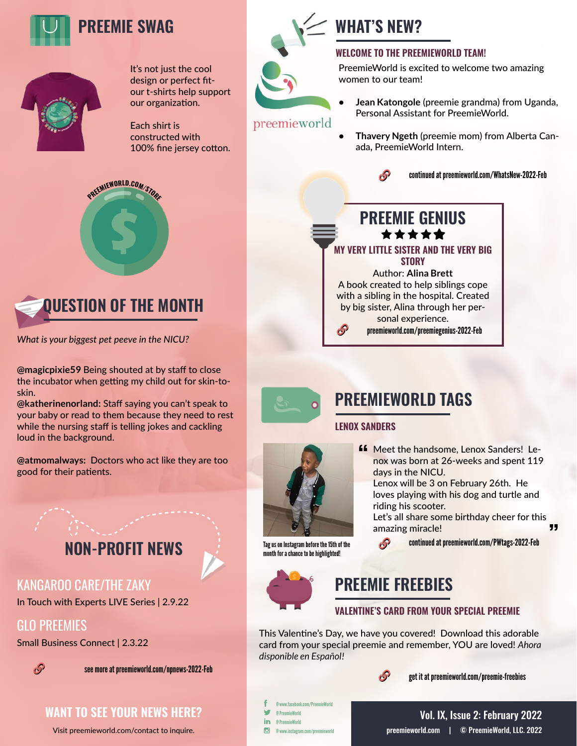## PREEMIE SWAG

It's not just the cool design or perfect fit-our t-shirts help support our organization.

Each shirt is constructed with 100% fine jersey cotton.

PREEMIEWORLD.COM/STORE

## QUESTION OF THE MONTH

*What is your biggest pet peeve in the NICU?*

**@magicpixie59** Being shouted at by staff to close the incubator when getting my child out for skin-to-skin.
**@katherinenorland:** Staff saying you can't speak to your baby or read to them because they need to rest while the nursing staff is telling jokes and cackling loud in the background.

**@atmomalways:** Doctors who act like they are too good for their patients.

## NON-PROFIT NEWS

### KANGAROO CARE/THE ZAKY

In Touch with Experts LIVE Series | 2.9.22

### GLO PREEMIES

Small Business Connect | 2.3.22

see more at preemieworld.com/npnews-2022-Feb

### WANT TO SEE YOUR NEWS HERE?

Visit preemieworld.com/contact to inquire.

## WHAT'S NEW?

### WELCOME TO THE PREEMIEWORLD TEAM!

PreemieWorld is excited to welcome two amazing women to our team!

- **Jean Katongole** (preemie grandma) from Uganda, Personal Assistant for PreemieWorld.
- **Thavery Ngeth** (preemie mom) from Alberta Canada, PreemieWorld Intern.

continued at preemieworld.com/WhatsNew-2022-Feb

## PREEMIE GENIUS

★★★★★

### MY VERY LITTLE SISTER AND THE VERY BIG STORY

Author: **Alina Brett**
A book created to help siblings cope with a sibling in the hospital. Created by big sister, Alina through her personal experience.

preemieworld.com/preemiegenius-2022-Feb

## PREEMIEWORLD TAGS

### LENOX SANDERS

"Meet the handsome, Lenox Sanders! Lenox was born at 26-weeks and spent 119 days in the NICU.
Lenox will be 3 on February 26th. He loves playing with his dog and turtle and riding his scooter.
Let's all share some birthday cheer for this amazing miracle!"

Tag us on Instagram before the 15th of the month for a chance to be highlighted!

continued at preemieworld.com/PWtags-2022-Feb

## PREEMIE FREEBIES

### VALENTINE'S CARD FROM YOUR SPECIAL PREEMIE

This Valentine's Day, we have you covered! Download this adorable card from your special preemie and remember, YOU are loved! *Ahora disponible en Español!*

get it at preemieworld.com/preemie-freebies

@www.facebook.com/PreemieWorld
@PreemieWorld
@PreemieWorld
@www.instagram.com/preemieworld

preemieworld.com | © PreemieWorld, LLC. 2022